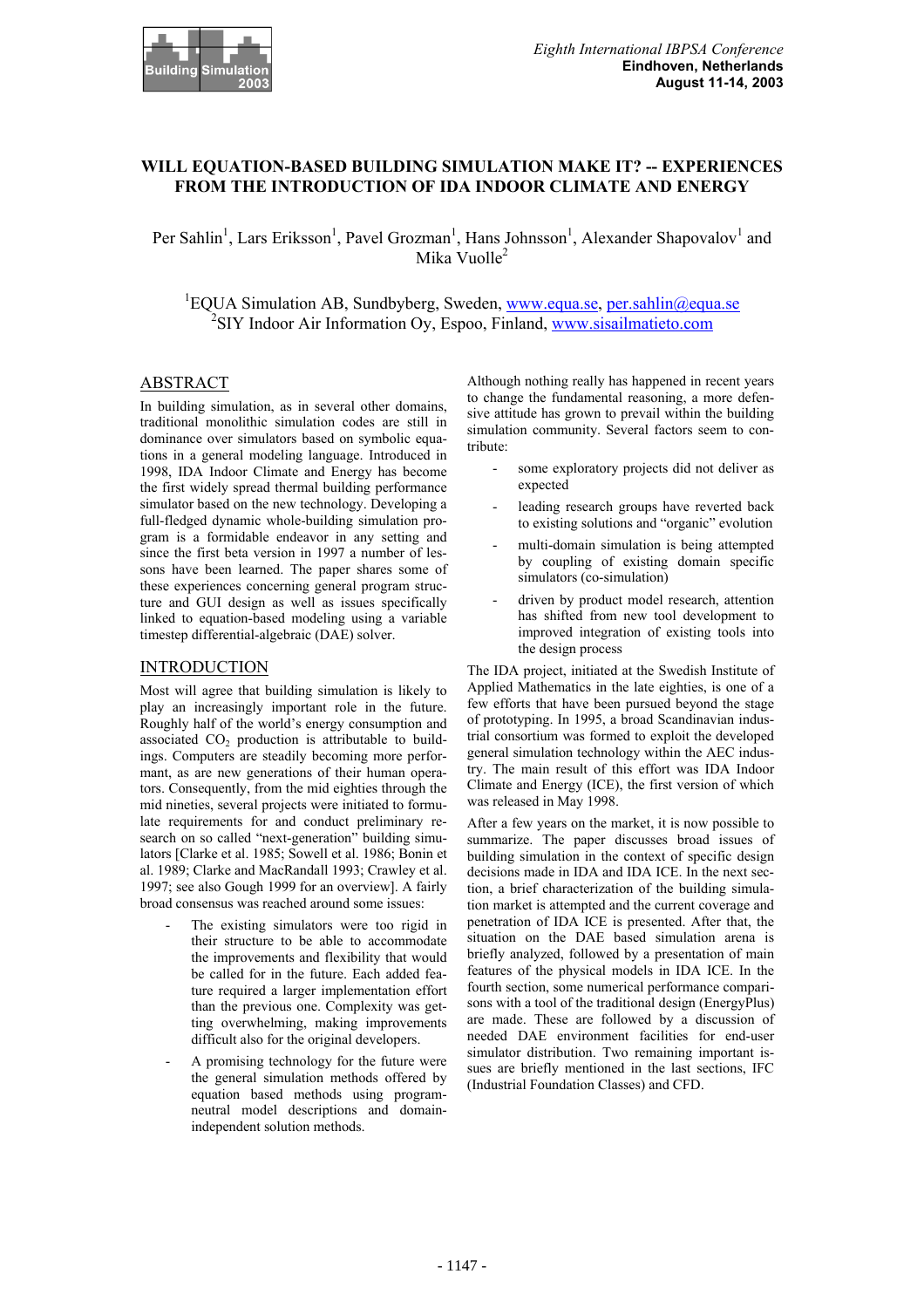# WILL EQUATION-BASED BUILDING SIMULATION MAKE IT? -- EXPERIENCES FROM THE INTRODUCTION OF IDA INDOOR CLIMATE AND ENERGY

Per Sahlin[1], Lars Eriksson[1], Pavel Grozman[1], Hans Johnsson[1], Alexander Shapovalov[1] and Mika Vuolle[2]

[1]EQUA Simulation AB, Sundbyberg, Sweden, www.equa.se, per.sahlin@equa.se
[2]SIY Indoor Air Information Oy, Espoo, Finland, www.sisailmatieto.com

## ABSTRACT

In building simulation, as in several other domains, traditional monolithic simulation codes are still in dominance over simulators based on symbolic equations in a general modeling language. Introduced in 1998, IDA Indoor Climate and Energy has become the first widely spread thermal building performance simulator based on the new technology. Developing a full-fledged dynamic whole-building simulation program is a formidable endeavor in any setting and since the first beta version in 1997 a number of lessons have been learned. The paper shares some of these experiences concerning general program structure and GUI design as well as issues specifically linked to equation-based modeling using a variable timestep differential-algebraic (DAE) solver.

## INTRODUCTION

Most will agree that building simulation is likely to play an increasingly important role in the future. Roughly half of the world's energy consumption and associated $CO_2$ production is attributable to buildings. Computers are steadily becoming more performant, as are new generations of their human operators. Consequently, from the mid eighties through the mid nineties, several projects were initiated to formulate requirements for and conduct preliminary research on so called "next-generation" building simulators [Clarke et al. 1985; Sowell et al. 1986; Bonin et al. 1989; Clarke and MacRandall 1993; Crawley et al. 1997; see also Gough 1999 for an overview]. A fairly broad consensus was reached around some issues:

- The existing simulators were too rigid in their structure to be able to accommodate the improvements and flexibility that would be called for in the future. Each added feature required a larger implementation effort than the previous one. Complexity was getting overwhelming, making improvements difficult also for the original developers.
- A promising technology for the future were the general simulation methods offered by equation based methods using program-neutral model descriptions and domain-independent solution methods.

Although nothing really has happened in recent years to change the fundamental reasoning, a more defensive attitude has grown to prevail within the building simulation community. Several factors seem to contribute:

- some exploratory projects did not deliver as expected
- leading research groups have reverted back to existing solutions and "organic" evolution
- multi-domain simulation is being attempted by coupling of existing domain specific simulators (co-simulation)
- driven by product model research, attention has shifted from new tool development to improved integration of existing tools into the design process

The IDA project, initiated at the Swedish Institute of Applied Mathematics in the late eighties, is one of a few efforts that have been pursued beyond the stage of prototyping. In 1995, a broad Scandinavian industrial consortium was formed to exploit the developed general simulation technology within the AEC industry. The main result of this effort was IDA Indoor Climate and Energy (ICE), the first version of which was released in May 1998.

After a few years on the market, it is now possible to summarize. The paper discusses broad issues of building simulation in the context of specific design decisions made in IDA and IDA ICE. In the next section, a brief characterization of the building simulation market is attempted and the current coverage and penetration of IDA ICE is presented. After that, the situation on the DAE based simulation arena is briefly analyzed, followed by a presentation of main features of the physical models in IDA ICE. In the fourth section, some numerical performance comparisons with a tool of the traditional design (EnergyPlus) are made. These are followed by a discussion of needed DAE environment facilities for end-user simulator distribution. Two remaining important issues are briefly mentioned in the last sections, IFC (Industrial Foundation Classes) and CFD.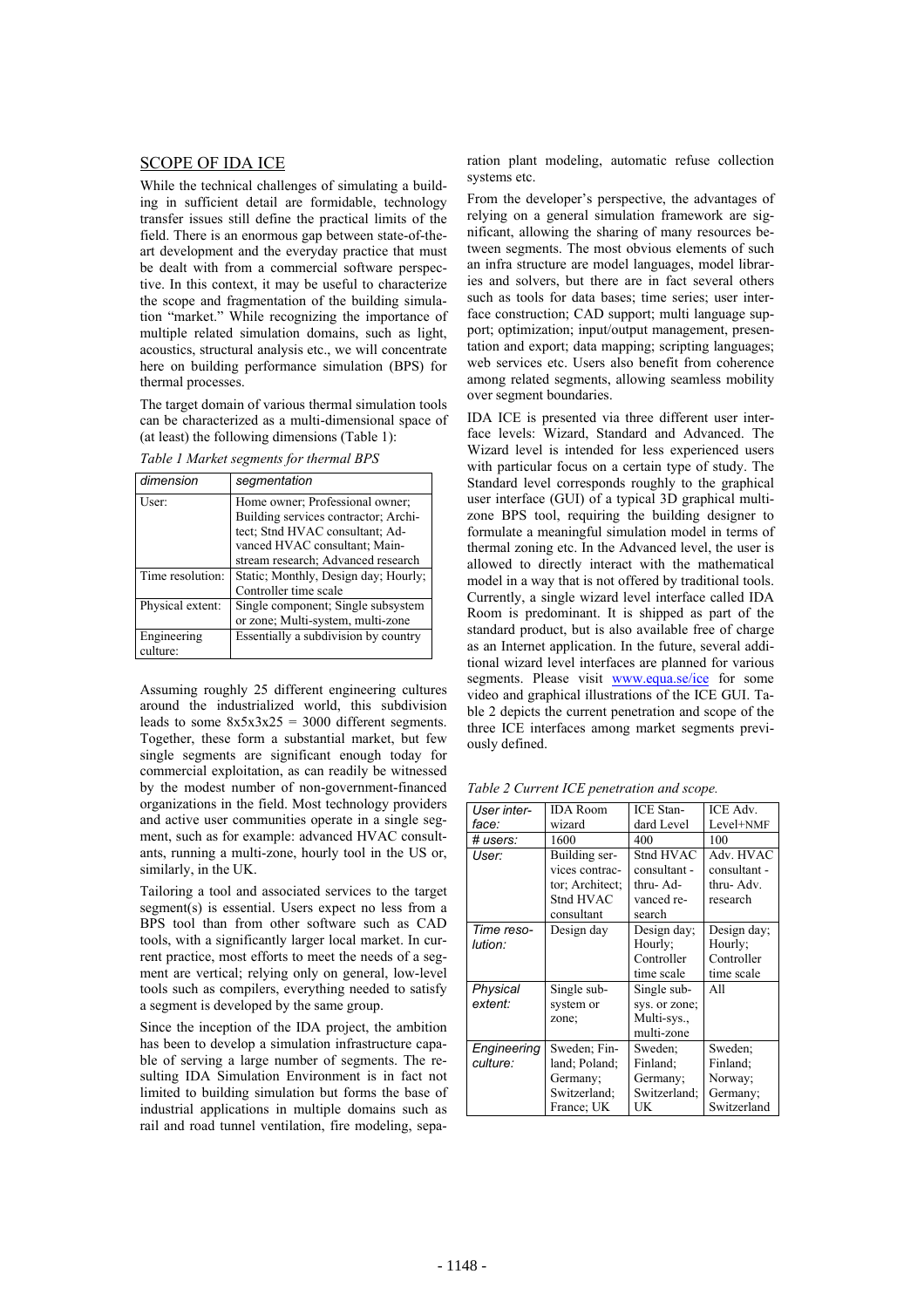## SCOPE OF IDA ICE

While the technical challenges of simulating a building in sufficient detail are formidable, technology transfer issues still define the practical limits of the field. There is an enormous gap between state-of-the-art development and the everyday practice that must be dealt with from a commercial software perspective. In this context, it may be useful to characterize the scope and fragmentation of the building simulation "market." While recognizing the importance of multiple related simulation domains, such as light, acoustics, structural analysis etc., we will concentrate here on building performance simulation (BPS) for thermal processes.

The target domain of various thermal simulation tools can be characterized as a multi-dimensional space of (at least) the following dimensions (Table 1):

*Table 1 Market segments for thermal BPS*

| *dimension* | *segmentation* |
|---|---|
| User: | Home owner; Professional owner; Building services contractor; Architect; Stnd HVAC consultant; Advanced HVAC consultant; Mainstream research; Advanced research |
| Time resolution: | Static; Monthly, Design day; Hourly; Controller time scale |
| Physical extent: | Single component; Single subsystem or zone; Multi-system, multi-zone |
| Engineering culture: | Essentially a subdivision by country |

Assuming roughly 25 different engineering cultures around the industrialized world, this subdivision leads to some 8x5x3x25 = 3000 different segments. Together, these form a substantial market, but few single segments are significant enough today for commercial exploitation, as can readily be witnessed by the modest number of non-government-financed organizations in the field. Most technology providers and active user communities operate in a single segment, such as for example: advanced HVAC consultants, running a multi-zone, hourly tool in the US or, similarly, in the UK.

Tailoring a tool and associated services to the target segment(s) is essential. Users expect no less from a BPS tool than from other software such as CAD tools, with a significantly larger local market. In current practice, most efforts to meet the needs of a segment are vertical; relying only on general, low-level tools such as compilers, everything needed to satisfy a segment is developed by the same group.

Since the inception of the IDA project, the ambition has been to develop a simulation infrastructure capable of serving a large number of segments. The resulting IDA Simulation Environment is in fact not limited to building simulation but forms the base of industrial applications in multiple domains such as rail and road tunnel ventilation, fire modeling, separation plant modeling, automatic refuse collection systems etc.

From the developer's perspective, the advantages of relying on a general simulation framework are significant, allowing the sharing of many resources between segments. The most obvious elements of such an infra structure are model languages, model libraries and solvers, but there are in fact several others such as tools for data bases; time series; user interface construction; CAD support; multi language support; optimization; input/output management, presentation and export; data mapping; scripting languages; web services etc. Users also benefit from coherence among related segments, allowing seamless mobility over segment boundaries.

IDA ICE is presented via three different user interface levels: Wizard, Standard and Advanced. The Wizard level is intended for less experienced users with particular focus on a certain type of study. The Standard level corresponds roughly to the graphical user interface (GUI) of a typical 3D graphical multi-zone BPS tool, requiring the building designer to formulate a meaningful simulation model in terms of thermal zoning etc. In the Advanced level, the user is allowed to directly interact with the mathematical model in a way that is not offered by traditional tools. Currently, a single wizard level interface called IDA Room is predominant. It is shipped as part of the standard product, but is also available free of charge as an Internet application. In the future, several additional wizard level interfaces are planned for various segments. Please visit www.equa.se/ice for some video and graphical illustrations of the ICE GUI. Table 2 depicts the current penetration and scope of the three ICE interfaces among market segments previously defined.

*Table 2 Current ICE penetration and scope.*

| *User interface:* | IDA Room wizard | ICE Standard Level | ICE Adv. Level+NMF |
|---|---|---|---|
| *# users:* | 1600 | 400 | 100 |
| *User:* | Building services contractor; Architect; Stnd HVAC consultant | Stnd HVAC consultant - thru- Advanced research | Adv. HVAC consultant - thru- Adv. research |
| *Time resolution:* | Design day | Design day; Hourly; Controller time scale | Design day; Hourly; Controller time scale |
| *Physical extent:* | Single subsystem or zone; | Single subsys. or zone; Multi-sys., multi-zone | All |
| *Engineering culture:* | Sweden; Finland; Poland; Germany; Switzerland; France; UK | Sweden; Finland; Germany; Switzerland; UK | Sweden; Finland; Norway; Germany; Switzerland |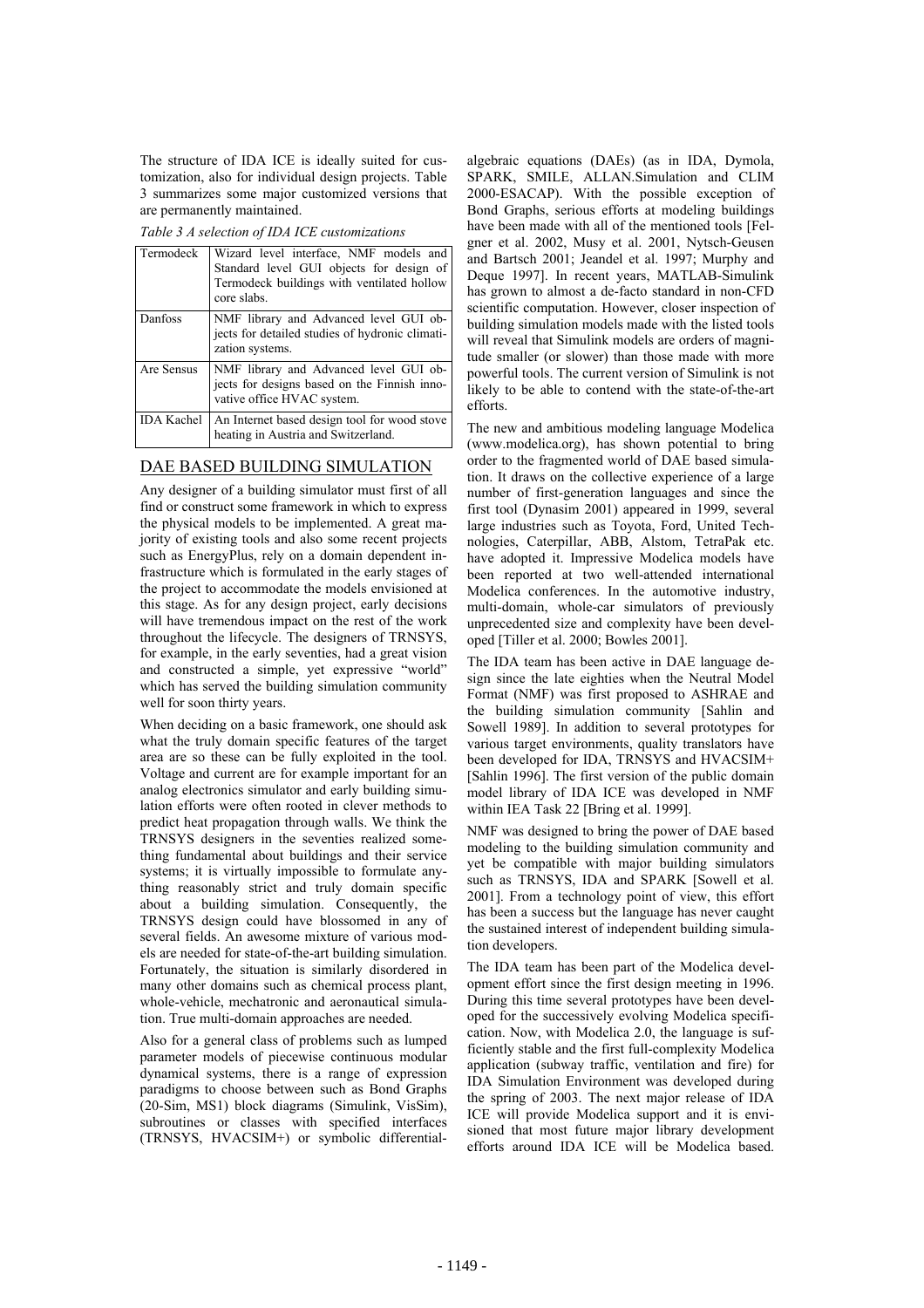The structure of IDA ICE is ideally suited for customization, also for individual design projects. Table 3 summarizes some major customized versions that are permanently maintained.

*Table 3 A selection of IDA ICE customizations*

| Termodeck | Wizard level interface, NMF models and Standard level GUI objects for design of Termodeck buildings with ventilated hollow core slabs. |
|---|---|
| Danfoss | NMF library and Advanced level GUI objects for detailed studies of hydronic climatization systems. |
| Are Sensus | NMF library and Advanced level GUI objects for designs based on the Finnish innovative office HVAC system. |
| IDA Kachel | An Internet based design tool for wood stove heating in Austria and Switzerland. |

## DAE BASED BUILDING SIMULATION

Any designer of a building simulator must first of all find or construct some framework in which to express the physical models to be implemented. A great majority of existing tools and also some recent projects such as EnergyPlus, rely on a domain dependent infrastructure which is formulated in the early stages of the project to accommodate the models envisioned at this stage. As for any design project, early decisions will have tremendous impact on the rest of the work throughout the lifecycle. The designers of TRNSYS, for example, in the early seventies, had a great vision and constructed a simple, yet expressive "world" which has served the building simulation community well for soon thirty years.

When deciding on a basic framework, one should ask what the truly domain specific features of the target area are so these can be fully exploited in the tool. Voltage and current are for example important for an analog electronics simulator and early building simulation efforts were often rooted in clever methods to predict heat propagation through walls. We think the TRNSYS designers in the seventies realized something fundamental about buildings and their service systems; it is virtually impossible to formulate anything reasonably strict and truly domain specific about a building simulation. Consequently, the TRNSYS design could have blossomed in any of several fields. An awesome mixture of various models are needed for state-of-the-art building simulation. Fortunately, the situation is similarly disordered in many other domains such as chemical process plant, whole-vehicle, mechatronic and aeronautical simulation. True multi-domain approaches are needed.

Also for a general class of problems such as lumped parameter models of piecewise continuous modular dynamical systems, there is a range of expression paradigms to choose between such as Bond Graphs (20-Sim, MS1) block diagrams (Simulink, VisSim), subroutines or classes with specified interfaces (TRNSYS, HVACSIM+) or symbolic differential-algebraic equations (DAEs) (as in IDA, Dymola, SPARK, SMILE, ALLAN.Simulation and CLIM 2000-ESACAP). With the possible exception of Bond Graphs, serious efforts at modeling buildings have been made with all of the mentioned tools [Felgner et al. 2002, Musy et al. 2001, Nytsch-Geusen and Bartsch 2001; Jeandel et al. 1997; Murphy and Deque 1997]. In recent years, MATLAB-Simulink has grown to almost a de-facto standard in non-CFD scientific computation. However, closer inspection of building simulation models made with the listed tools will reveal that Simulink models are orders of magnitude smaller (or slower) than those made with more powerful tools. The current version of Simulink is not likely to be able to contend with the state-of-the-art efforts.

The new and ambitious modeling language Modelica (www.modelica.org), has shown potential to bring order to the fragmented world of DAE based simulation. It draws on the collective experience of a large number of first-generation languages and since the first tool (Dynasim 2001) appeared in 1999, several large industries such as Toyota, Ford, United Technologies, Caterpillar, ABB, Alstom, TetraPak etc. have adopted it. Impressive Modelica models have been reported at two well-attended international Modelica conferences. In the automotive industry, multi-domain, whole-car simulators of previously unprecedented size and complexity have been developed [Tiller et al. 2000; Bowles 2001].

The IDA team has been active in DAE language design since the late eighties when the Neutral Model Format (NMF) was first proposed to ASHRAE and the building simulation community [Sahlin and Sowell 1989]. In addition to several prototypes for various target environments, quality translators have been developed for IDA, TRNSYS and HVACSIM+ [Sahlin 1996]. The first version of the public domain model library of IDA ICE was developed in NMF within IEA Task 22 [Bring et al. 1999].

NMF was designed to bring the power of DAE based modeling to the building simulation community and yet be compatible with major building simulators such as TRNSYS, IDA and SPARK [Sowell et al. 2001]. From a technology point of view, this effort has been a success but the language has never caught the sustained interest of independent building simulation developers.

The IDA team has been part of the Modelica development effort since the first design meeting in 1996. During this time several prototypes have been developed for the successively evolving Modelica specification. Now, with Modelica 2.0, the language is sufficiently stable and the first full-complexity Modelica application (subway traffic, ventilation and fire) for IDA Simulation Environment was developed during the spring of 2003. The next major release of IDA ICE will provide Modelica support and it is envisioned that most future major library development efforts around IDA ICE will be Modelica based.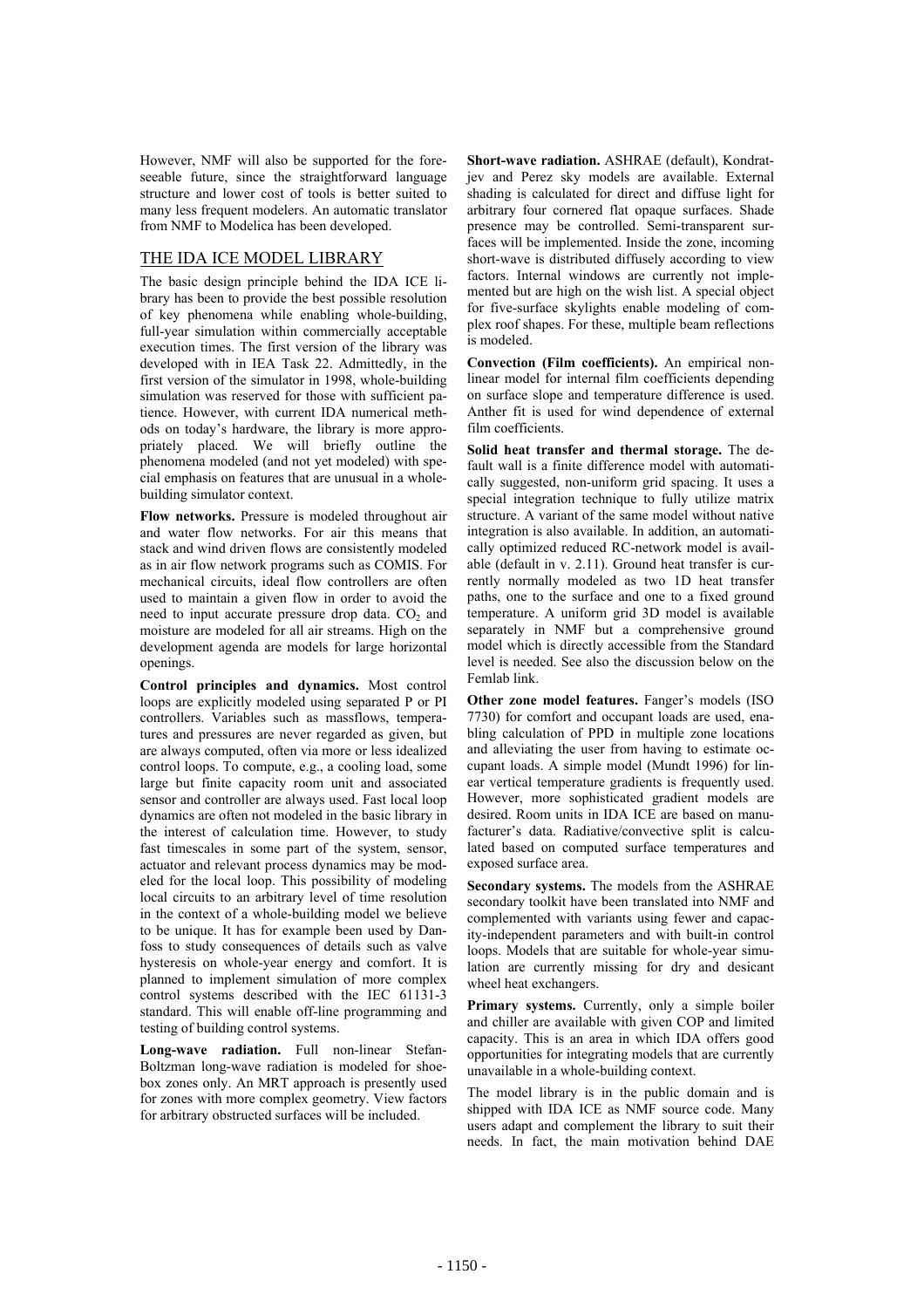However, NMF will also be supported for the foreseeable future, since the straightforward language structure and lower cost of tools is better suited to many less frequent modelers. An automatic translator from NMF to Modelica has been developed.

## THE IDA ICE MODEL LIBRARY

The basic design principle behind the IDA ICE library has been to provide the best possible resolution of key phenomena while enabling whole-building, full-year simulation within commercially acceptable execution times. The first version of the library was developed with in IEA Task 22. Admittedly, in the first version of the simulator in 1998, whole-building simulation was reserved for those with sufficient patience. However, with current IDA numerical methods on today's hardware, the library is more appropriately placed. We will briefly outline the phenomena modeled (and not yet modeled) with special emphasis on features that are unusual in a whole-building simulator context.

**Flow networks.** Pressure is modeled throughout air and water flow networks. For air this means that stack and wind driven flows are consistently modeled as in air flow network programs such as COMIS. For mechanical circuits, ideal flow controllers are often used to maintain a given flow in order to avoid the need to input accurate pressure drop data. $CO_2$ and moisture are modeled for all air streams. High on the development agenda are models for large horizontal openings.

**Control principles and dynamics.** Most control loops are explicitly modeled using separated P or PI controllers. Variables such as massflows, temperatures and pressures are never regarded as given, but are always computed, often via more or less idealized control loops. To compute, e.g., a cooling load, some large but finite capacity room unit and associated sensor and controller are always used. Fast local loop dynamics are often not modeled in the basic library in the interest of calculation time. However, to study fast timescales in some part of the system, sensor, actuator and relevant process dynamics may be modeled for the local loop. This possibility of modeling local circuits to an arbitrary level of time resolution in the context of a whole-building model we believe to be unique. It has for example been used by Danfoss to study consequences of details such as valve hysteresis on whole-year energy and comfort. It is planned to implement simulation of more complex control systems described with the IEC 61131-3 standard. This will enable off-line programming and testing of building control systems.

**Long-wave radiation.** Full non-linear Stefan-Boltzman long-wave radiation is modeled for shoebox zones only. An MRT approach is presently used for zones with more complex geometry. View factors for arbitrary obstructed surfaces will be included.

**Short-wave radiation.** ASHRAE (default), Kondratjev and Perez sky models are available. External shading is calculated for direct and diffuse light for arbitrary four cornered flat opaque surfaces. Shade presence may be controlled. Semi-transparent surfaces will be implemented. Inside the zone, incoming short-wave is distributed diffusely according to view factors. Internal windows are currently not implemented but are high on the wish list. A special object for five-surface skylights enable modeling of complex roof shapes. For these, multiple beam reflections is modeled.

**Convection (Film coefficients).** An empirical non-linear model for internal film coefficients depending on surface slope and temperature difference is used. Anther fit is used for wind dependence of external film coefficients.

**Solid heat transfer and thermal storage.** The default wall is a finite difference model with automatically suggested, non-uniform grid spacing. It uses a special integration technique to fully utilize matrix structure. A variant of the same model without native integration is also available. In addition, an automatically optimized reduced RC-network model is available (default in v. 2.11). Ground heat transfer is currently normally modeled as two 1D heat transfer paths, one to the surface and one to a fixed ground temperature. A uniform grid 3D model is available separately in NMF but a comprehensive ground model which is directly accessible from the Standard level is needed. See also the discussion below on the Femlab link.

**Other zone model features.** Fanger's models (ISO 7730) for comfort and occupant loads are used, enabling calculation of PPD in multiple zone locations and alleviating the user from having to estimate occupant loads. A simple model (Mundt 1996) for linear vertical temperature gradients is frequently used. However, more sophisticated gradient models are desired. Room units in IDA ICE are based on manufacturer's data. Radiative/convective split is calculated based on computed surface temperatures and exposed surface area.

**Secondary systems.** The models from the ASHRAE secondary toolkit have been translated into NMF and complemented with variants using fewer and capacity-independent parameters and with built-in control loops. Models that are suitable for whole-year simulation are currently missing for dry and desicant wheel heat exchangers.

**Primary systems.** Currently, only a simple boiler and chiller are available with given COP and limited capacity. This is an area in which IDA offers good opportunities for integrating models that are currently unavailable in a whole-building context.

The model library is in the public domain and is shipped with IDA ICE as NMF source code. Many users adapt and complement the library to suit their needs. In fact, the main motivation behind DAE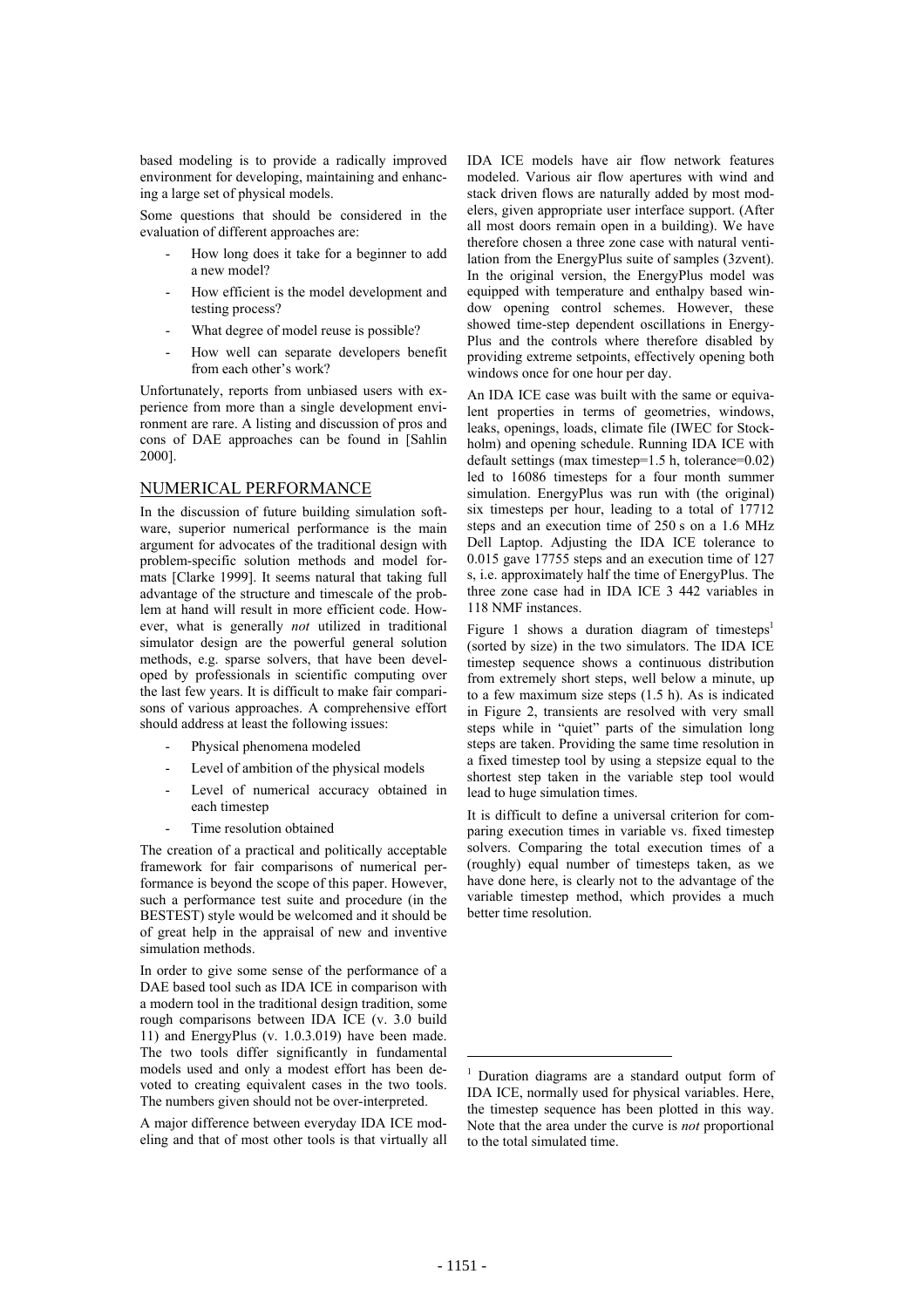based modeling is to provide a radically improved environment for developing, maintaining and enhancing a large set of physical models.

Some questions that should be considered in the evaluation of different approaches are:

- How long does it take for a beginner to add a new model?
- How efficient is the model development and testing process?
- What degree of model reuse is possible?
- How well can separate developers benefit from each other's work?

Unfortunately, reports from unbiased users with experience from more than a single development environment are rare. A listing and discussion of pros and cons of DAE approaches can be found in [Sahlin 2000].

## NUMERICAL PERFORMANCE

In the discussion of future building simulation software, superior numerical performance is the main argument for advocates of the traditional design with problem-specific solution methods and model formats [Clarke 1999]. It seems natural that taking full advantage of the structure and timescale of the problem at hand will result in more efficient code. However, what is generally *not* utilized in traditional simulator design are the powerful general solution methods, e.g. sparse solvers, that have been developed by professionals in scientific computing over the last few years. It is difficult to make fair comparisons of various approaches. A comprehensive effort should address at least the following issues:

- Physical phenomena modeled
- Level of ambition of the physical models
- Level of numerical accuracy obtained in each timestep
- Time resolution obtained

The creation of a practical and politically acceptable framework for fair comparisons of numerical performance is beyond the scope of this paper. However, such a performance test suite and procedure (in the BESTEST) style would be welcomed and it should be of great help in the appraisal of new and inventive simulation methods.

In order to give some sense of the performance of a DAE based tool such as IDA ICE in comparison with a modern tool in the traditional design tradition, some rough comparisons between IDA ICE (v. 3.0 build 11) and EnergyPlus (v. 1.0.3.019) have been made. The two tools differ significantly in fundamental models used and only a modest effort has been devoted to creating equivalent cases in the two tools. The numbers given should not be over-interpreted.

A major difference between everyday IDA ICE modeling and that of most other tools is that virtually all IDA ICE models have air flow network features modeled. Various air flow apertures with wind and stack driven flows are naturally added by most modelers, given appropriate user interface support. (After all most doors remain open in a building). We have therefore chosen a three zone case with natural ventilation from the EnergyPlus suite of samples (3zvent). In the original version, the EnergyPlus model was equipped with temperature and enthalpy based window opening control schemes. However, these showed time-step dependent oscillations in EnergyPlus and the controls where therefore disabled by providing extreme setpoints, effectively opening both windows once for one hour per day.

An IDA ICE case was built with the same or equivalent properties in terms of geometries, windows, leaks, openings, loads, climate file (IWEC for Stockholm) and opening schedule. Running IDA ICE with default settings (max timestep=1.5 h, tolerance=0.02) led to 16086 timesteps for a four month summer simulation. EnergyPlus was run with (the original) six timesteps per hour, leading to a total of 17712 steps and an execution time of 250 s on a 1.6 MHz Dell Laptop. Adjusting the IDA ICE tolerance to 0.015 gave 17755 steps and an execution time of 127 s, i.e. approximately half the time of EnergyPlus. The three zone case had in IDA ICE 3 442 variables in 118 NMF instances.

Figure 1 shows a duration diagram of timesteps[1] (sorted by size) in the two simulators. The IDA ICE timestep sequence shows a continuous distribution from extremely short steps, well below a minute, up to a few maximum size steps (1.5 h). As is indicated in Figure 2, transients are resolved with very small steps while in "quiet" parts of the simulation long steps are taken. Providing the same time resolution in a fixed timestep tool by using a stepsize equal to the shortest step taken in the variable step tool would lead to huge simulation times.

It is difficult to define a universal criterion for comparing execution times in variable vs. fixed timestep solvers. Comparing the total execution times of a (roughly) equal number of timesteps taken, as we have done here, is clearly not to the advantage of the variable timestep method, which provides a much better time resolution.

---

[1] Duration diagrams are a standard output form of IDA ICE, normally used for physical variables. Here, the timestep sequence has been plotted in this way. Note that the area under the curve is *not* proportional to the total simulated time.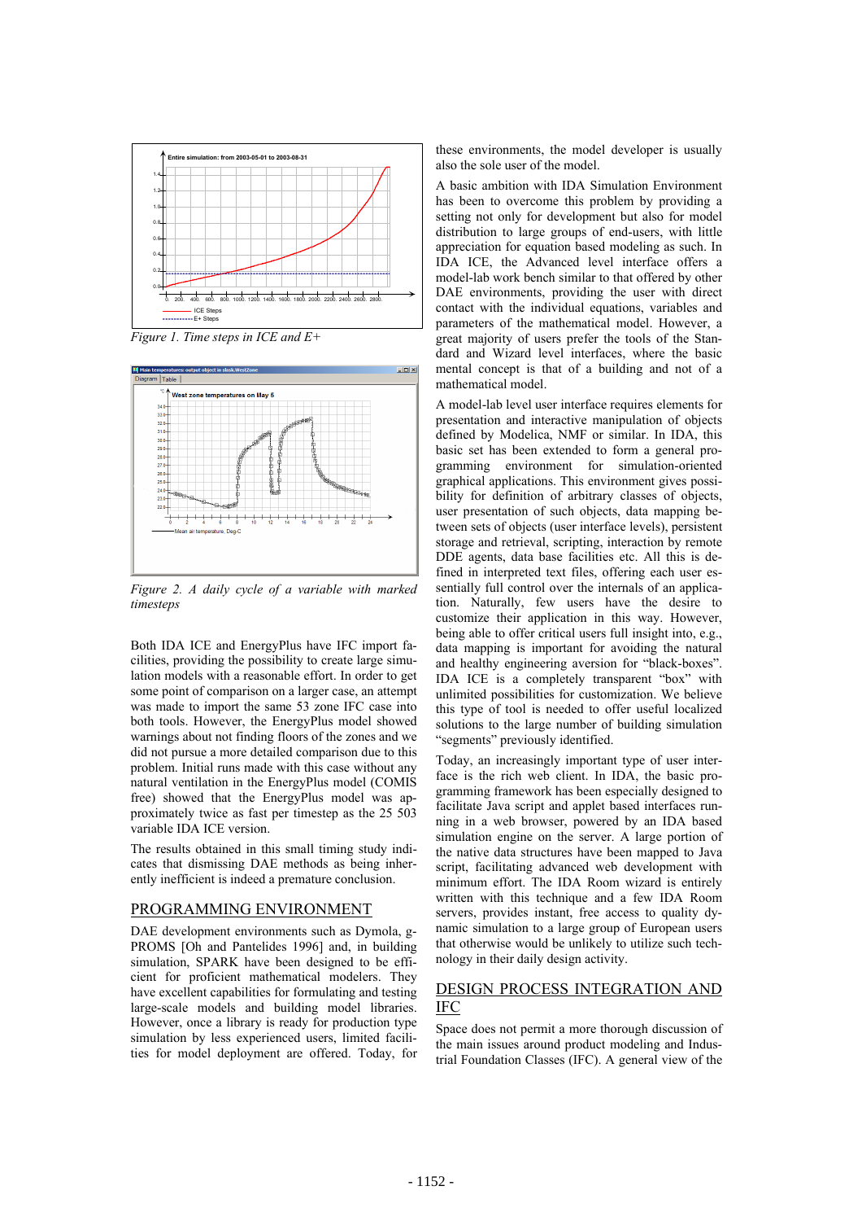Figure 1. Time steps in ICE and E+

Figure 2. A daily cycle of a variable with marked timesteps

Both IDA ICE and EnergyPlus have IFC import facilities, providing the possibility to create large simulation models with a reasonable effort. In order to get some point of comparison on a larger case, an attempt was made to import the same 53 zone IFC case into both tools. However, the EnergyPlus model showed warnings about not finding floors of the zones and we did not pursue a more detailed comparison due to this problem. Initial runs made with this case without any natural ventilation in the EnergyPlus model (COMIS free) showed that the EnergyPlus model was approximately twice as fast per timestep as the 25 503 variable IDA ICE version.

The results obtained in this small timing study indicates that dismissing DAE methods as being inherently inefficient is indeed a premature conclusion.

## PROGRAMMING ENVIRONMENT

DAE development environments such as Dymola, gPROMS [Oh and Pantelides 1996] and, in building simulation, SPARK have been designed to be efficient for proficient mathematical modelers. They have excellent capabilities for formulating and testing large-scale models and building model libraries. However, once a library is ready for production type simulation by less experienced users, limited facilities for model deployment are offered. Today, for these environments, the model developer is usually also the sole user of the model.

A basic ambition with IDA Simulation Environment has been to overcome this problem by providing a setting not only for development but also for model distribution to large groups of end-users, with little appreciation for equation based modeling as such. In IDA ICE, the Advanced level interface offers a model-lab work bench similar to that offered by other DAE environments, providing the user with direct contact with the individual equations, variables and parameters of the mathematical model. However, a great majority of users prefer the tools of the Standard and Wizard level interfaces, where the basic mental concept is that of a building and not of a mathematical model.

A model-lab level user interface requires elements for presentation and interactive manipulation of objects defined by Modelica, NMF or similar. In IDA, this basic set has been extended to form a general programming environment for simulation-oriented graphical applications. This environment gives possibility for definition of arbitrary classes of objects, user presentation of such objects, data mapping between sets of objects (user interface levels), persistent storage and retrieval, scripting, interaction by remote DDE agents, data base facilities etc. All this is defined in interpreted text files, offering each user essentially full control over the internals of an application. Naturally, few users have the desire to customize their application in this way. However, being able to offer critical users full insight into, e.g., data mapping is important for avoiding the natural and healthy engineering aversion for "black-boxes". IDA ICE is a completely transparent "box" with unlimited possibilities for customization. We believe this type of tool is needed to offer useful localized solutions to the large number of building simulation "segments" previously identified.

Today, an increasingly important type of user interface is the rich web client. In IDA, the basic programming framework has been especially designed to facilitate Java script and applet based interfaces running in a web browser, powered by an IDA based simulation engine on the server. A large portion of the native data structures have been mapped to Java script, facilitating advanced web development with minimum effort. The IDA Room wizard is entirely written with this technique and a few IDA Room servers, provides instant, free access to quality dynamic simulation to a large group of European users that otherwise would be unlikely to utilize such technology in their daily design activity.

## DESIGN PROCESS INTEGRATION AND IFC

Space does not permit a more thorough discussion of the main issues around product modeling and Industrial Foundation Classes (IFC). A general view of the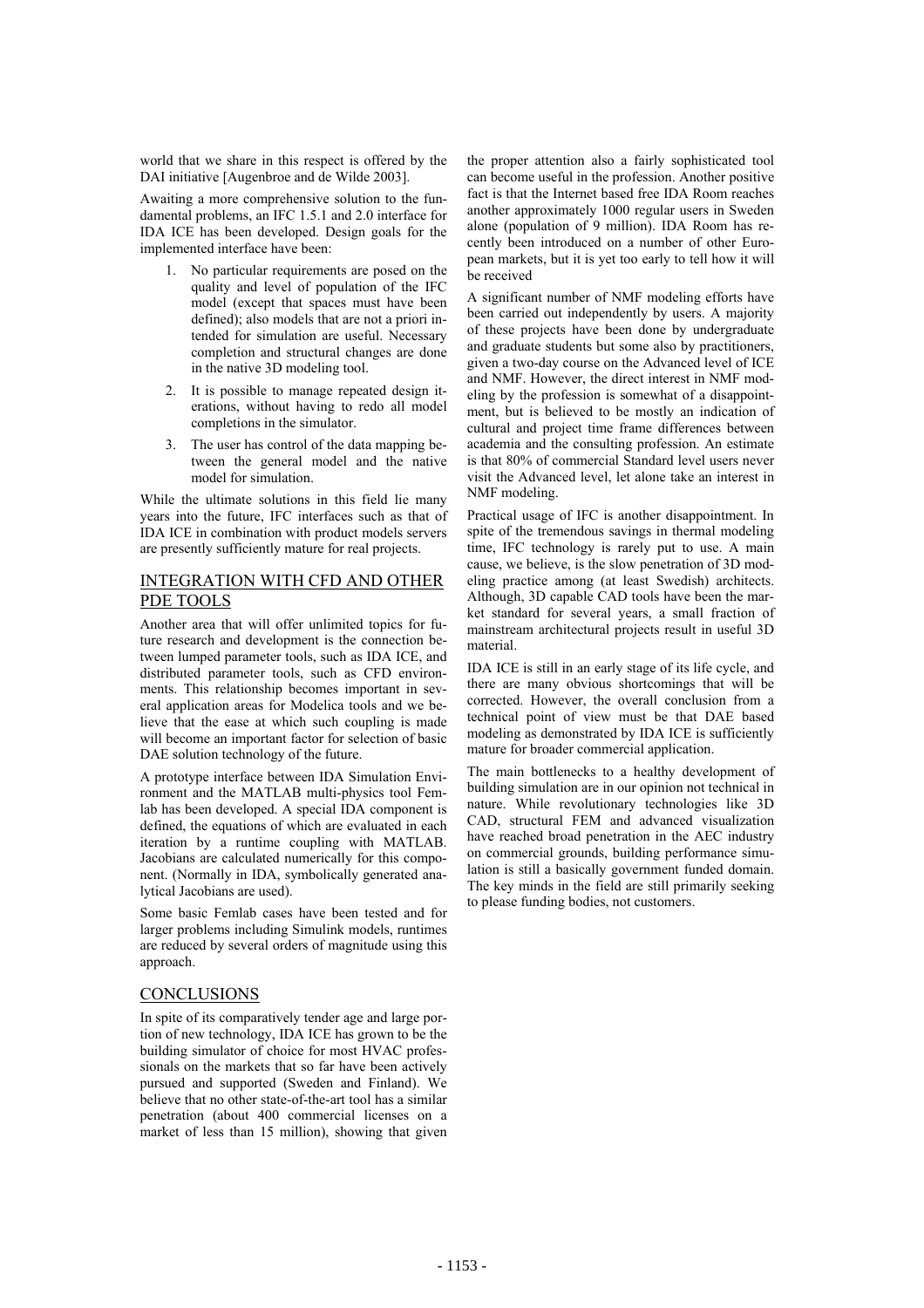world that we share in this respect is offered by the DAI initiative [Augenbroe and de Wilde 2003].

Awaiting a more comprehensive solution to the fundamental problems, an IFC 1.5.1 and 2.0 interface for IDA ICE has been developed. Design goals for the implemented interface have been:

1. No particular requirements are posed on the quality and level of population of the IFC model (except that spaces must have been defined); also models that are not a priori intended for simulation are useful. Necessary completion and structural changes are done in the native 3D modeling tool.
2. It is possible to manage repeated design iterations, without having to redo all model completions in the simulator.
3. The user has control of the data mapping between the general model and the native model for simulation.

While the ultimate solutions in this field lie many years into the future, IFC interfaces such as that of IDA ICE in combination with product models servers are presently sufficiently mature for real projects.

## INTEGRATION WITH CFD AND OTHER PDE TOOLS

Another area that will offer unlimited topics for future research and development is the connection between lumped parameter tools, such as IDA ICE, and distributed parameter tools, such as CFD environments. This relationship becomes important in several application areas for Modelica tools and we believe that the ease at which such coupling is made will become an important factor for selection of basic DAE solution technology of the future.

A prototype interface between IDA Simulation Environment and the MATLAB multi-physics tool Femlab has been developed. A special IDA component is defined, the equations of which are evaluated in each iteration by a runtime coupling with MATLAB. Jacobians are calculated numerically for this component. (Normally in IDA, symbolically generated analytical Jacobians are used).

Some basic Femlab cases have been tested and for larger problems including Simulink models, runtimes are reduced by several orders of magnitude using this approach.

## CONCLUSIONS

In spite of its comparatively tender age and large portion of new technology, IDA ICE has grown to be the building simulator of choice for most HVAC professionals on the markets that so far have been actively pursued and supported (Sweden and Finland). We believe that no other state-of-the-art tool has a similar penetration (about 400 commercial licenses on a market of less than 15 million), showing that given the proper attention also a fairly sophisticated tool can become useful in the profession. Another positive fact is that the Internet based free IDA Room reaches another approximately 1000 regular users in Sweden alone (population of 9 million). IDA Room has recently been introduced on a number of other European markets, but it is yet too early to tell how it will be received

A significant number of NMF modeling efforts have been carried out independently by users. A majority of these projects have been done by undergraduate and graduate students but some also by practitioners, given a two-day course on the Advanced level of ICE and NMF. However, the direct interest in NMF modeling by the profession is somewhat of a disappointment, but is believed to be mostly an indication of cultural and project time frame differences between academia and the consulting profession. An estimate is that 80% of commercial Standard level users never visit the Advanced level, let alone take an interest in NMF modeling.

Practical usage of IFC is another disappointment. In spite of the tremendous savings in thermal modeling time, IFC technology is rarely put to use. A main cause, we believe, is the slow penetration of 3D modeling practice among (at least Swedish) architects. Although, 3D capable CAD tools have been the market standard for several years, a small fraction of mainstream architectural projects result in useful 3D material.

IDA ICE is still in an early stage of its life cycle, and there are many obvious shortcomings that will be corrected. However, the overall conclusion from a technical point of view must be that DAE based modeling as demonstrated by IDA ICE is sufficiently mature for broader commercial application.

The main bottlenecks to a healthy development of building simulation are in our opinion not technical in nature. While revolutionary technologies like 3D CAD, structural FEM and advanced visualization have reached broad penetration in the AEC industry on commercial grounds, building performance simulation is still a basically government funded domain. The key minds in the field are still primarily seeking to please funding bodies, not customers.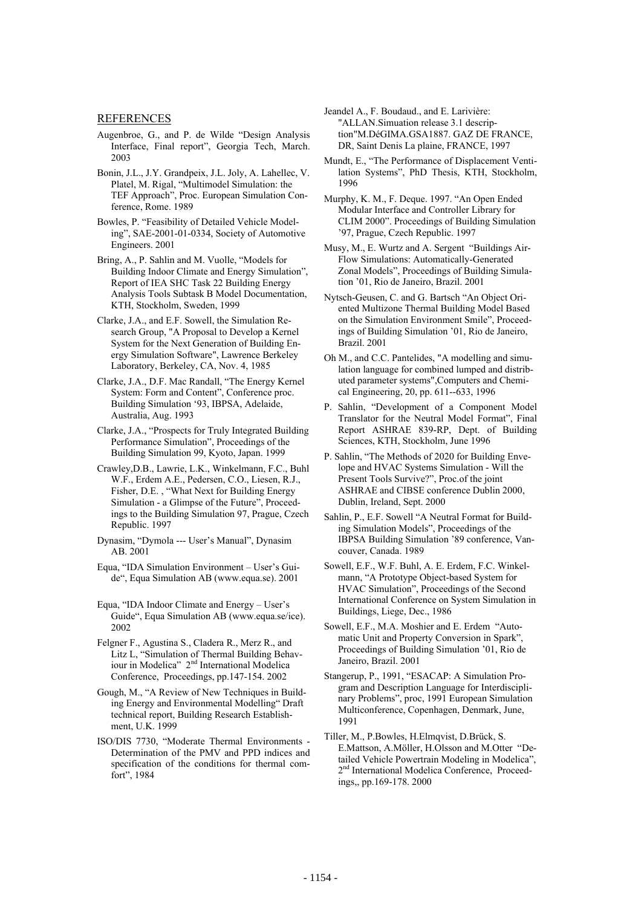## REFERENCES

Augenbroe, G., and P. de Wilde "Design Analysis Interface, Final report", Georgia Tech, March. 2003

Bonin, J.L., J.Y. Grandpeix, J.L. Joly, A. Lahellec, V. Platel, M. Rigal, "Multimodel Simulation: the TEF Approach", Proc. European Simulation Conference, Rome. 1989

Bowles, P. "Feasibility of Detailed Vehicle Modeling", SAE-2001-01-0334, Society of Automotive Engineers. 2001

Bring, A., P. Sahlin and M. Vuolle, "Models for Building Indoor Climate and Energy Simulation", Report of IEA SHC Task 22 Building Energy Analysis Tools Subtask B Model Documentation, KTH, Stockholm, Sweden, 1999

Clarke, J.A., and E.F. Sowell, the Simulation Research Group, "A Proposal to Develop a Kernel System for the Next Generation of Building Energy Simulation Software", Lawrence Berkeley Laboratory, Berkeley, CA, Nov. 4, 1985

Clarke, J.A., D.F. Mac Randall, "The Energy Kernel System: Form and Content", Conference proc. Building Simulation '93, IBPSA, Adelaide, Australia, Aug. 1993

Clarke, J.A., "Prospects for Truly Integrated Building Performance Simulation", Proceedings of the Building Simulation 99, Kyoto, Japan. 1999

Crawley,D.B., Lawrie, L.K., Winkelmann, F.C., Buhl W.F., Erdem A.E., Pedersen, C.O., Liesen, R.J., Fisher, D.E. , "What Next for Building Energy Simulation - a Glimpse of the Future", Proceedings to the Building Simulation 97, Prague, Czech Republic. 1997

Dynasim, "Dymola --- User's Manual", Dynasim AB. 2001

Equa, "IDA Simulation Environment – User's Guide", Equa Simulation AB (www.equa.se). 2001

Equa, "IDA Indoor Climate and Energy – User's Guide", Equa Simulation AB (www.equa.se/ice). 2002

Felgner F., Agustina S., Cladera R., Merz R., and Litz L, "Simulation of Thermal Building Behaviour in Modelica" 2nd International Modelica Conference, Proceedings, pp.147-154. 2002

Gough, M., "A Review of New Techniques in Building Energy and Environmental Modelling" Draft technical report, Building Research Establishment, U.K. 1999

ISO/DIS 7730, "Moderate Thermal Environments - Determination of the PMV and PPD indices and specification of the conditions for thermal comfort", 1984

Jeandel A., F. Boudaud., and E. Larivière: "ALLAN.Simuation release 3.1 description"M.DéGIMA.GSA1887. GAZ DE FRANCE, DR, Saint Denis La plaine, FRANCE, 1997

Mundt, E., "The Performance of Displacement Ventilation Systems", PhD Thesis, KTH, Stockholm, 1996

Murphy, K. M., F. Deque. 1997. "An Open Ended Modular Interface and Controller Library for CLIM 2000". Proceedings of Building Simulation '97, Prague, Czech Republic. 1997

Musy, M., E. Wurtz and A. Sergent "Buildings Air-Flow Simulations: Automatically-Generated Zonal Models", Proceedings of Building Simulation '01, Rio de Janeiro, Brazil. 2001

Nytsch-Geusen, C. and G. Bartsch "An Object Oriented Multizone Thermal Building Model Based on the Simulation Environment Smile", Proceedings of Building Simulation '01, Rio de Janeiro, Brazil. 2001

Oh M., and C.C. Pantelides, "A modelling and simulation language for combined lumped and distributed parameter systems",Computers and Chemical Engineering, 20, pp. 611--633, 1996

P. Sahlin, "Development of a Component Model Translator for the Neutral Model Format", Final Report ASHRAE 839-RP, Dept. of Building Sciences, KTH, Stockholm, June 1996

P. Sahlin, "The Methods of 2020 for Building Envelope and HVAC Systems Simulation - Will the Present Tools Survive?", Proc.of the joint ASHRAE and CIBSE conference Dublin 2000, Dublin, Ireland, Sept. 2000

Sahlin, P., E.F. Sowell "A Neutral Format for Building Simulation Models", Proceedings of the IBPSA Building Simulation '89 conference, Vancouver, Canada. 1989

Sowell, E.F., W.F. Buhl, A. E. Erdem, F.C. Winkelmann, "A Prototype Object-based System for HVAC Simulation", Proceedings of the Second International Conference on System Simulation in Buildings, Liege, Dec., 1986

Sowell, E.F., M.A. Moshier and E. Erdem "Automatic Unit and Property Conversion in Spark", Proceedings of Building Simulation '01, Rio de Janeiro, Brazil. 2001

Stangerup, P., 1991, "ESACAP: A Simulation Program and Description Language for Interdisciplinary Problems", proc, 1991 European Simulation Multiconference, Copenhagen, Denmark, June, 1991

Tiller, M., P.Bowles, H.Elmqvist, D.Brück, S. E.Mattson, A.Möller, H.Olsson and M.Otter "Detailed Vehicle Powertrain Modeling in Modelica", 2nd International Modelica Conference, Proceedings,, pp.169-178. 2000